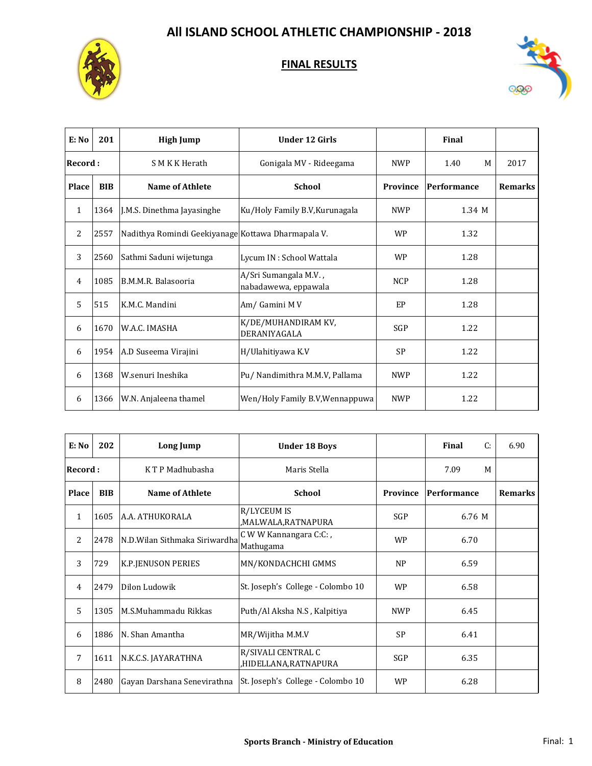# All ISLAND SCHOOL ATHLETIC CHAMPIONSHIP - 2018

## FINAL RESULTS

| E: No | 201 | High Jump | Under 12 Girls | | Final | |
|---|---|---|---|---|---|---|
| Record : | | S M K K Herath | Gonigala MV - Rideegama | NWP | 1.40 M | 2017 |
| Place | BIB | Name of Athlete | School | Province | Performance | Remarks |
| 1 | 1364 | J.M.S. Dinethma Jayasinghe | Ku/Holy Family B.V,Kurunagala | NWP | 1.34 M | |
| 2 | 2557 | Nadithya Romindi Geekiyanage | Kottawa Dharmapala V. | WP | 1.32 | |
| 3 | 2560 | Sathmi Saduni wijetunga | Lycum IN : School Wattala | WP | 1.28 | |
| 4 | 1085 | B.M.M.R. Balasooria | A/Sri Sumangala M.V. , nabadawewa, eppawala | NCP | 1.28 | |
| 5 | 515 | K.M.C. Mandini | Am/ Gamini M V | EP | 1.28 | |
| 6 | 1670 | W.A.C. IMASHA | K/DE/MUHANDIRAM KV, DERANIYAGALA | SGP | 1.22 | |
| 6 | 1954 | A.D Suseema Virajini | H/Ulahitiyawa K.V | SP | 1.22 | |
| 6 | 1368 | W.senuri Ineshika | Pu/ Nandimithra M.M.V, Pallama | NWP | 1.22 | |
| 6 | 1366 | W.N. Anjaleena thamel | Wen/Holy Family B.V,Wennappuwa | NWP | 1.22 | |

| E: No | 202 | Long Jump | Under 18 Boys | | Final C: | 6.90 |
|---|---|---|---|---|---|---|
| Record : | | K T P Madhubasha | Maris Stella | | 7.09 M | |
| Place | BIB | Name of Athlete | School | Province | Performance | Remarks |
| 1 | 1605 | A.A. ATHUKORALA | R/LYCEUM IS ,MALWALA,RATNAPURA | SGP | 6.76 M | |
| 2 | 2478 | N.D.Wilan Sithmaka Siriwardha | C W W Kannangara C:C: , Mathugama | WP | 6.70 | |
| 3 | 729 | K.P.JENUSON PERIES | MN/KONDACHCHI GMMS | NP | 6.59 | |
| 4 | 2479 | Dilon Ludowik | St. Joseph's College - Colombo 10 | WP | 6.58 | |
| 5 | 1305 | M.S.Muhammadu Rikkas | Puth/Al Aksha N.S , Kalpitiya | NWP | 6.45 | |
| 6 | 1886 | N. Shan Amantha | MR/Wijitha M.M.V | SP | 6.41 | |
| 7 | 1611 | N.K.C.S. JAYARATHNA | R/SIVALI CENTRAL C ,HIDELLANA,RATNAPURA | SGP | 6.35 | |
| 8 | 2480 | Gayan Darshana Senevirathna | St. Joseph's College - Colombo 10 | WP | 6.28 | |

**Sports Branch - Ministry of Education**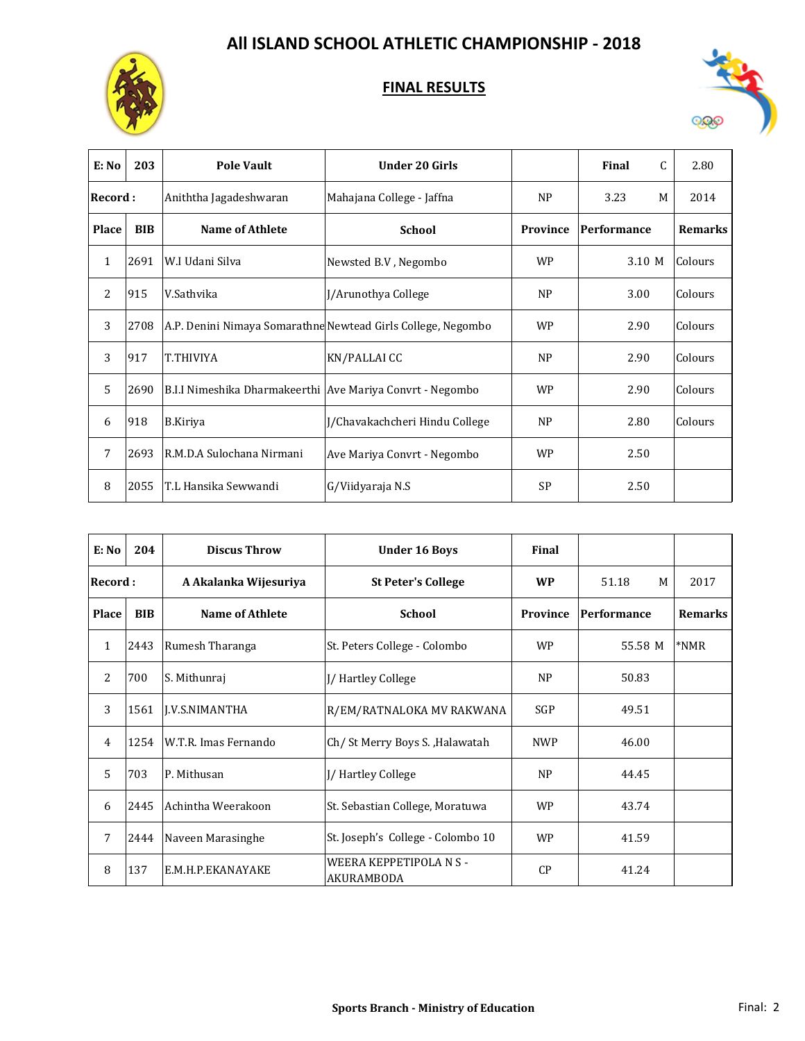# All ISLAND SCHOOL ATHLETIC CHAMPIONSHIP - 2018

## FINAL RESULTS

| E: No | 203 | Pole Vault | Under 20 Girls | | Final C | 2.80 |
|---|---|---|---|---|---|---|
| **Record :** | | Aniththa Jagadeshwaran | Mahajana College - Jaffna | NP | 3.23 M | 2014 |
| **Place** | **BIB** | **Name of Athlete** | **School** | **Province** | **Performance** | **Remarks** |
| 1 | 2691 | W.I Udani Silva | Newsted B.V , Negombo | WP | 3.10 M | Colours |
| 2 | 915 | V.Sathvika | J/Arunothya College | NP | 3.00 | Colours |
| 3 | 2708 | A.P. Denini Nimaya Somarathne | Newtead Girls College, Negombo | WP | 2.90 | Colours |
| 3 | 917 | T.THIVIYA | KN/PALLAI CC | NP | 2.90 | Colours |
| 5 | 2690 | B.I.I Nimeshika Dharmakeerthi | Ave Mariya Convrt - Negombo | WP | 2.90 | Colours |
| 6 | 918 | B.Kiriya | J/Chavakachcheri Hindu College | NP | 2.80 | Colours |
| 7 | 2693 | R.M.D.A Sulochana Nirmani | Ave Mariya Convrt - Negombo | WP | 2.50 | |
| 8 | 2055 | T.L Hansika Sewwandi | G/Viidyaraja N.S | SP | 2.50 | |

| E: No | 204 | Discus Throw | Under 16 Boys | Final | | |
|---|---|---|---|---|---|---|
| **Record :** | | **A Akalanka Wijesuriya** | **St Peter's College** | **WP** | 51.18 M | 2017 |
| **Place** | **BIB** | **Name of Athlete** | **School** | **Province** | **Performance** | **Remarks** |
| 1 | 2443 | Rumesh Tharanga | St. Peters College - Colombo | WP | 55.58 M | *NMR |
| 2 | 700 | S. Mithunraj | J/ Hartley College | NP | 50.83 | |
| 3 | 1561 | J.V.S.NIMANTHA | R/EM/RATNALOKA MV RAKWANA | SGP | 49.51 | |
| 4 | 1254 | W.T.R. Imas Fernando | Ch/ St Merry Boys S. ,Halawatah | NWP | 46.00 | |
| 5 | 703 | P. Mithusan | J/ Hartley College | NP | 44.45 | |
| 6 | 2445 | Achintha Weerakoon | St. Sebastian College, Moratuwa | WP | 43.74 | |
| 7 | 2444 | Naveen Marasinghe | St. Joseph's College - Colombo 10 | WP | 41.59 | |
| 8 | 137 | E.M.H.P.EKANAYAKE | WEERA KEPPETIPOLA N S - AKURAMBODA | CP | 41.24 | |

**Sports Branch - Ministry of Education**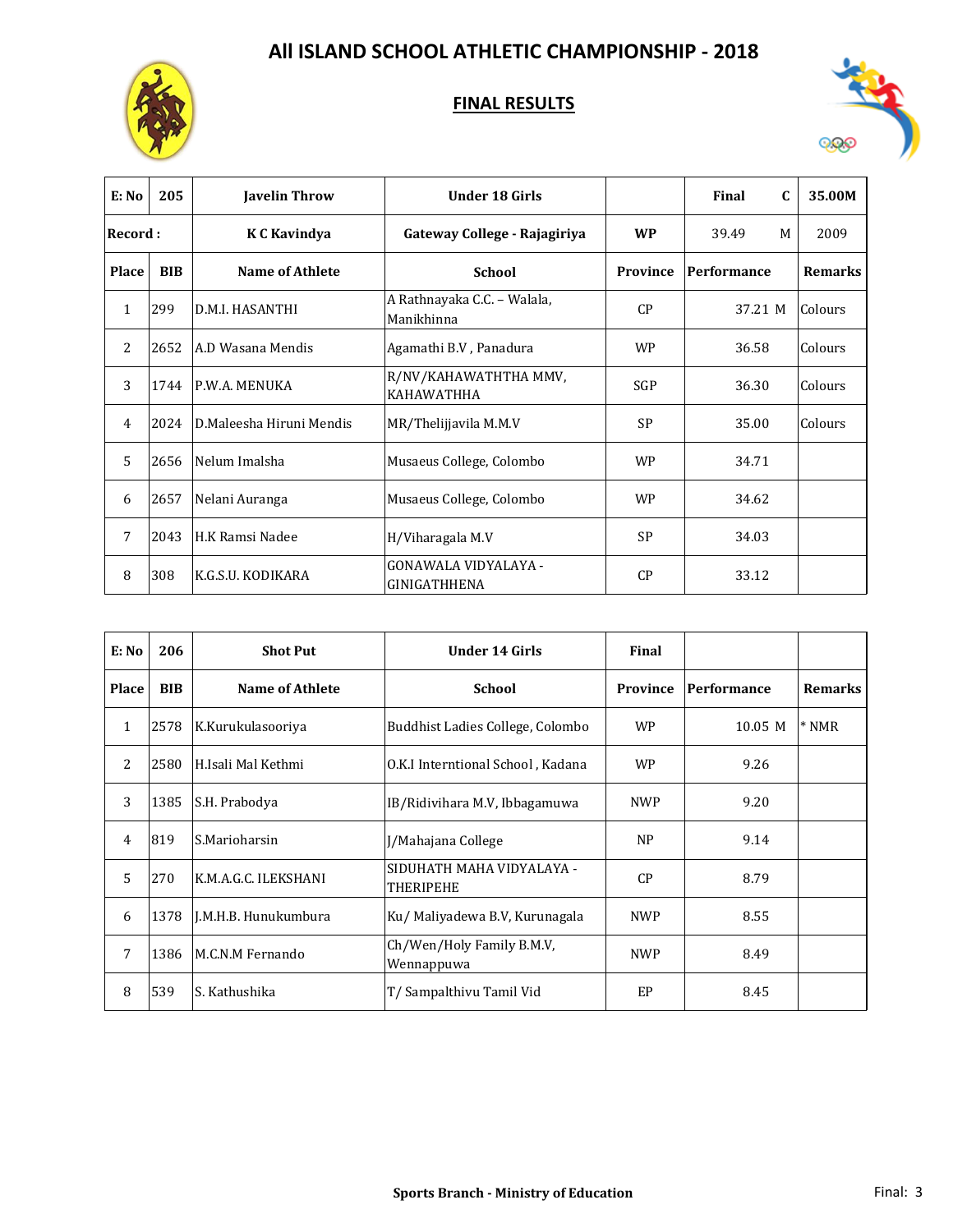# All ISLAND SCHOOL ATHLETIC CHAMPIONSHIP - 2018

## FINAL RESULTS

| E: No | 205 | Javelin Throw | Under 18 Girls | | Final C | 35.00M |
|---|---|---|---|---|---|---|
| Record : | | K C Kavindya | Gateway College - Rajagiriya | WP | 39.49 M | 2009 |
| Place | BIB | Name of Athlete | School | Province | Performance | Remarks |
| 1 | 299 | D.M.I. HASANTHI | A Rathnayaka C.C. – Walala, Manikhinna | CP | 37.21 M | Colours |
| 2 | 2652 | A.D Wasana Mendis | Agamathi B.V , Panadura | WP | 36.58 | Colours |
| 3 | 1744 | P.W.A. MENUKA | R/NV/KAHAWATHTHA MMV, KAHAWATHHA | SGP | 36.30 | Colours |
| 4 | 2024 | D.Maleesha Hiruni Mendis | MR/Thelijjavila M.M.V | SP | 35.00 | Colours |
| 5 | 2656 | Nelum Imalsha | Musaeus College, Colombo | WP | 34.71 | |
| 6 | 2657 | Nelani Auranga | Musaeus College, Colombo | WP | 34.62 | |
| 7 | 2043 | H.K Ramsi Nadee | H/Viharagala M.V | SP | 34.03 | |
| 8 | 308 | K.G.S.U. KODIKARA | GONAWALA VIDYALAYA - GINIGATHHENA | CP | 33.12 | |

| E: No | 206 | Shot Put | Under 14 Girls | Final | | |
|---|---|---|---|---|---|---|
| Place | BIB | Name of Athlete | School | Province | Performance | Remarks |
| 1 | 2578 | K.Kurukulasooriya | Buddhist Ladies College, Colombo | WP | 10.05 M | * NMR |
| 2 | 2580 | H.Isali Mal Kethmi | O.K.I Interntional School , Kadana | WP | 9.26 | |
| 3 | 1385 | S.H. Prabodya | IB/Ridivihara M.V, Ibbagamuwa | NWP | 9.20 | |
| 4 | 819 | S.Marioharsin | J/Mahajana College | NP | 9.14 | |
| 5 | 270 | K.M.A.G.C. ILEKSHANI | SIDUHATH MAHA VIDYALAYA - THERIPEHE | CP | 8.79 | |
| 6 | 1378 | J.M.H.B. Hunukumbura | Ku/ Maliyadewa B.V, Kurunagala | NWP | 8.55 | |
| 7 | 1386 | M.C.N.M Fernando | Ch/Wen/Holy Family B.M.V, Wennappuwa | NWP | 8.49 | |
| 8 | 539 | S. Kathushika | T/ Sampalthivu Tamil Vid | EP | 8.45 | |

**Sports Branch - Ministry of Education**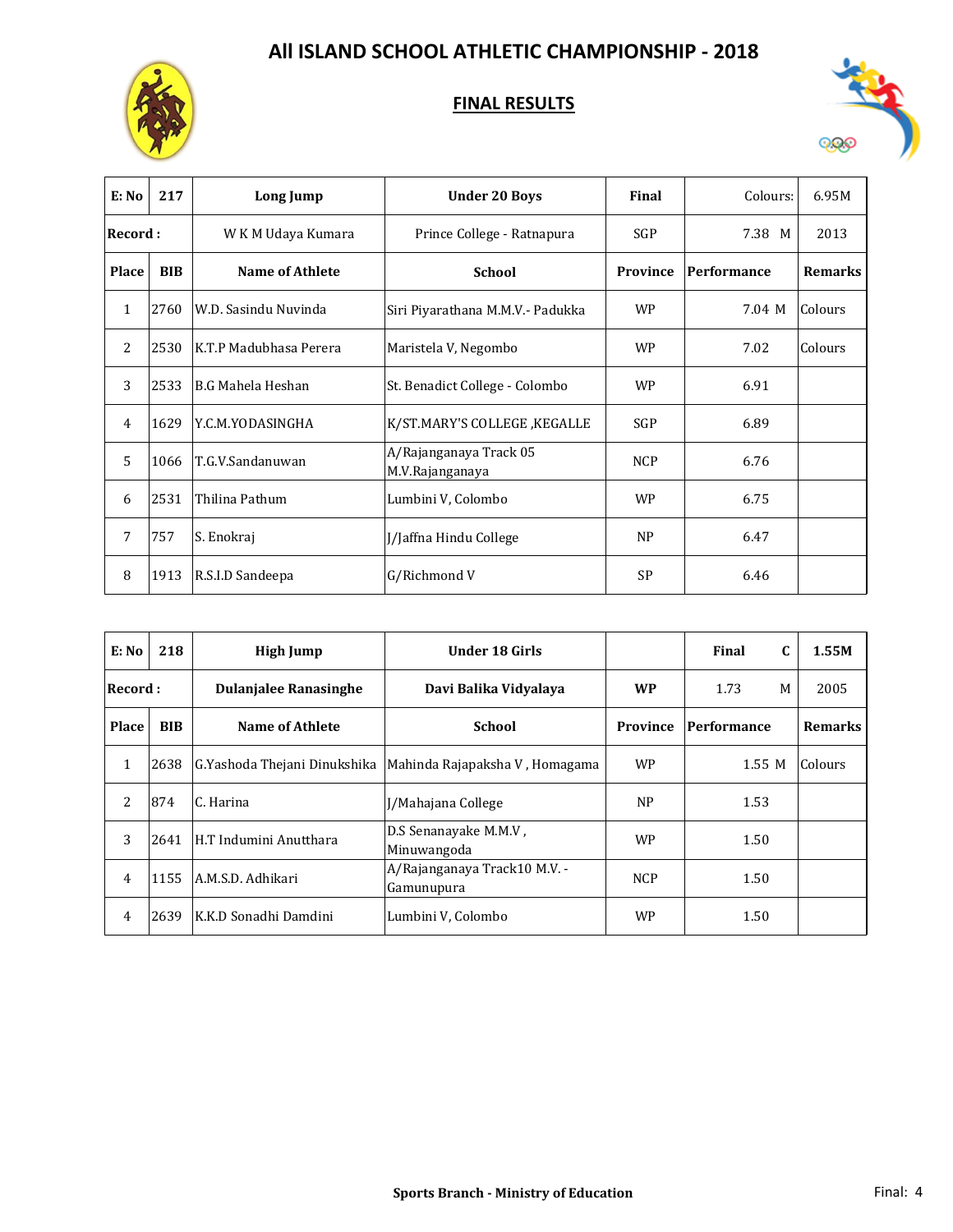# All ISLAND SCHOOL ATHLETIC CHAMPIONSHIP - 2018

## FINAL RESULTS

| E: No | 217 | Long Jump | Under 20 Boys | Final | Colours: | 6.95M |
|---|---|---|---|---|---|---|
| Record : | | W K M Udaya Kumara | Prince College - Ratnapura | SGP | 7.38 M | 2013 |
| Place | BIB | Name of Athlete | School | Province | Performance | Remarks |
| 1 | 2760 | W.D. Sasindu Nuvinda | Siri Piyarathana M.M.V.- Padukka | WP | 7.04 M | Colours |
| 2 | 2530 | K.T.P Madubhasa Perera | Maristela V, Negombo | WP | 7.02 | Colours |
| 3 | 2533 | B.G Mahela Heshan | St. Benadict College - Colombo | WP | 6.91 | |
| 4 | 1629 | Y.C.M.YODASINGHA | K/ST.MARY'S COLLEGE ,KEGALLE | SGP | 6.89 | |
| 5 | 1066 | T.G.V.Sandanuwan | A/Rajanganaya Track 05 M.V.Rajanganaya | NCP | 6.76 | |
| 6 | 2531 | Thilina Pathum | Lumbini V, Colombo | WP | 6.75 | |
| 7 | 757 | S. Enokraj | J/Jaffna Hindu College | NP | 6.47 | |
| 8 | 1913 | R.S.I.D Sandeepa | G/Richmond V | SP | 6.46 | |

| E: No | 218 | High Jump | Under 18 Girls | | Final C | 1.55M |
|---|---|---|---|---|---|---|
| Record : | | Dulanjalee Ranasinghe | Davi Balika Vidyalaya | WP | 1.73 M | 2005 |
| Place | BIB | Name of Athlete | School | Province | Performance | Remarks |
| 1 | 2638 | G.Yashoda Thejani Dinukshika | Mahinda Rajapaksha V , Homagama | WP | 1.55 M | Colours |
| 2 | 874 | C. Harina | J/Mahajana College | NP | 1.53 | |
| 3 | 2641 | H.T Indumini Anutthara | D.S Senanayake M.M.V , Minuwangoda | WP | 1.50 | |
| 4 | 1155 | A.M.S.D. Adhikari | A/Rajanganaya Track10 M.V. - Gamunupura | NCP | 1.50 | |
| 4 | 2639 | K.K.D Sonadhi Damdini | Lumbini V, Colombo | WP | 1.50 | |

**Sports Branch - Ministry of Education**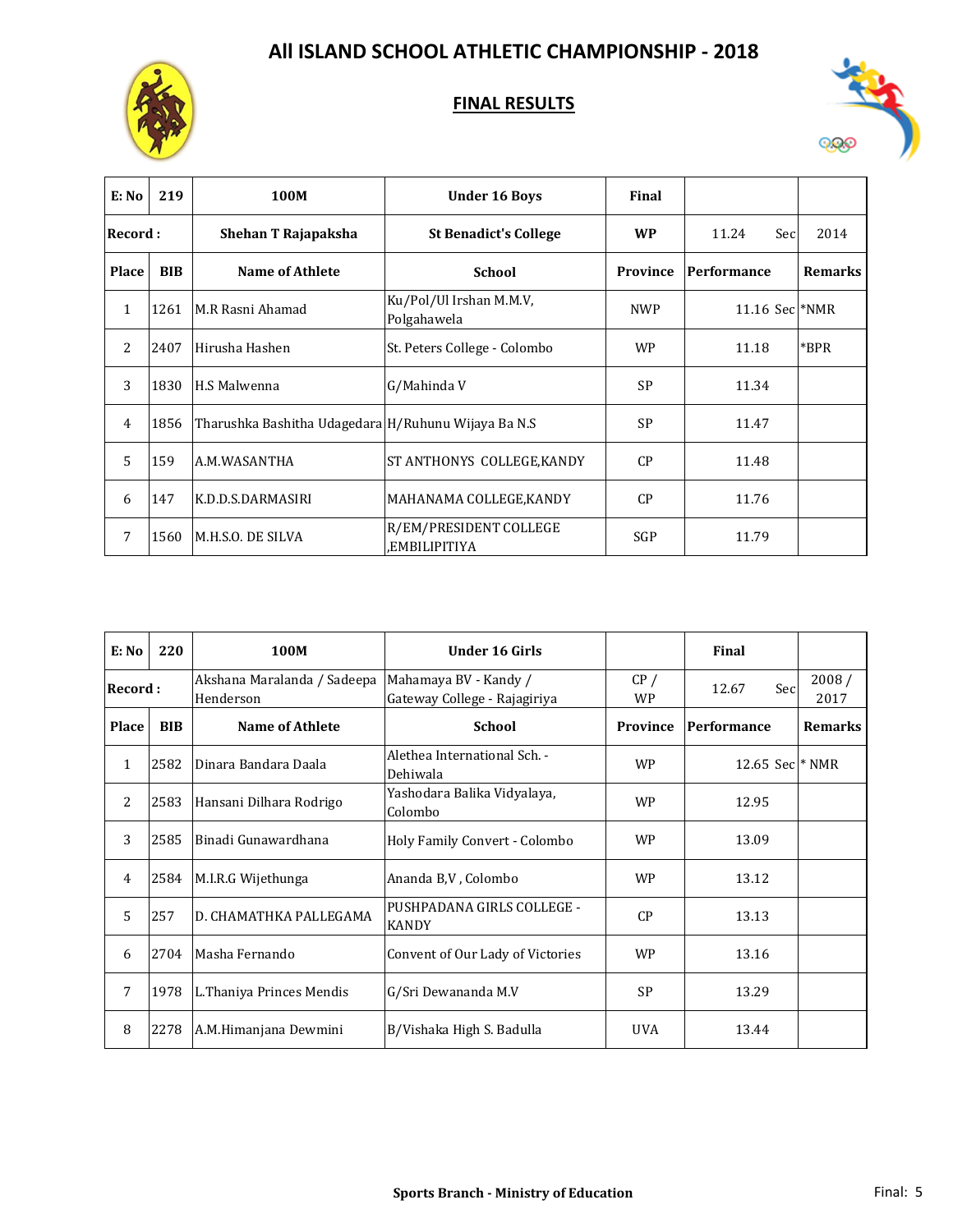# All ISLAND SCHOOL ATHLETIC CHAMPIONSHIP - 2018

## FINAL RESULTS

| E: No | 219 | 100M | Under 16 Boys | Final | | |
|---|---|---|---|---|---|---|
| Record : | | Shehan T Rajapaksha | St Benadict's College | WP | 11.24 Sec | 2014 |
| Place | BIB | Name of Athlete | School | Province | Performance | Remarks |
| 1 | 1261 | M.R Rasni Ahamad | Ku/Pol/Ul Irshan M.M.V, Polgahawela | NWP | 11.16 Sec | *NMR |
| 2 | 2407 | Hirusha Hashen | St. Peters College - Colombo | WP | 11.18 | *BPR |
| 3 | 1830 | H.S Malwenna | G/Mahinda V | SP | 11.34 | |
| 4 | 1856 | Tharushka Bashitha Udagedara | H/Ruhunu Wijaya Ba N.S | SP | 11.47 | |
| 5 | 159 | A.M.WASANTHA | ST ANTHONYS COLLEGE,KANDY | CP | 11.48 | |
| 6 | 147 | K.D.D.S.DARMASIRI | MAHANAMA COLLEGE,KANDY | CP | 11.76 | |
| 7 | 1560 | M.H.S.O. DE SILVA | R/EM/PRESIDENT COLLEGE ,EMBILIPITIYA | SGP | 11.79 | |

| E: No | 220 | 100M | Under 16 Girls | | Final | |
|---|---|---|---|---|---|---|
| Record : | | Akshana Maralanda / Sadeepa Henderson | Mahamaya BV - Kandy / Gateway College - Rajagiriya | CP / WP | 12.67 Sec | 2008 / 2017 |
| Place | BIB | Name of Athlete | School | Province | Performance | Remarks |
| 1 | 2582 | Dinara Bandara Daala | Alethea International Sch. - Dehiwala | WP | 12.65 Sec | * NMR |
| 2 | 2583 | Hansani Dilhara Rodrigo | Yashodara Balika Vidyalaya, Colombo | WP | 12.95 | |
| 3 | 2585 | Binadi Gunawardhana | Holy Family Convert - Colombo | WP | 13.09 | |
| 4 | 2584 | M.I.R.G Wijethunga | Ananda B,V , Colombo | WP | 13.12 | |
| 5 | 257 | D. CHAMATHKA PALLEGAMA | PUSHPADANA GIRLS COLLEGE - KANDY | CP | 13.13 | |
| 6 | 2704 | Masha Fernando | Convent of Our Lady of Victories | WP | 13.16 | |
| 7 | 1978 | L.Thaniya Princes Mendis | G/Sri Dewananda M.V | SP | 13.29 | |
| 8 | 2278 | A.M.Himanjana Dewmini | B/Vishaka High S. Badulla | UVA | 13.44 | |

Sports Branch - Ministry of Education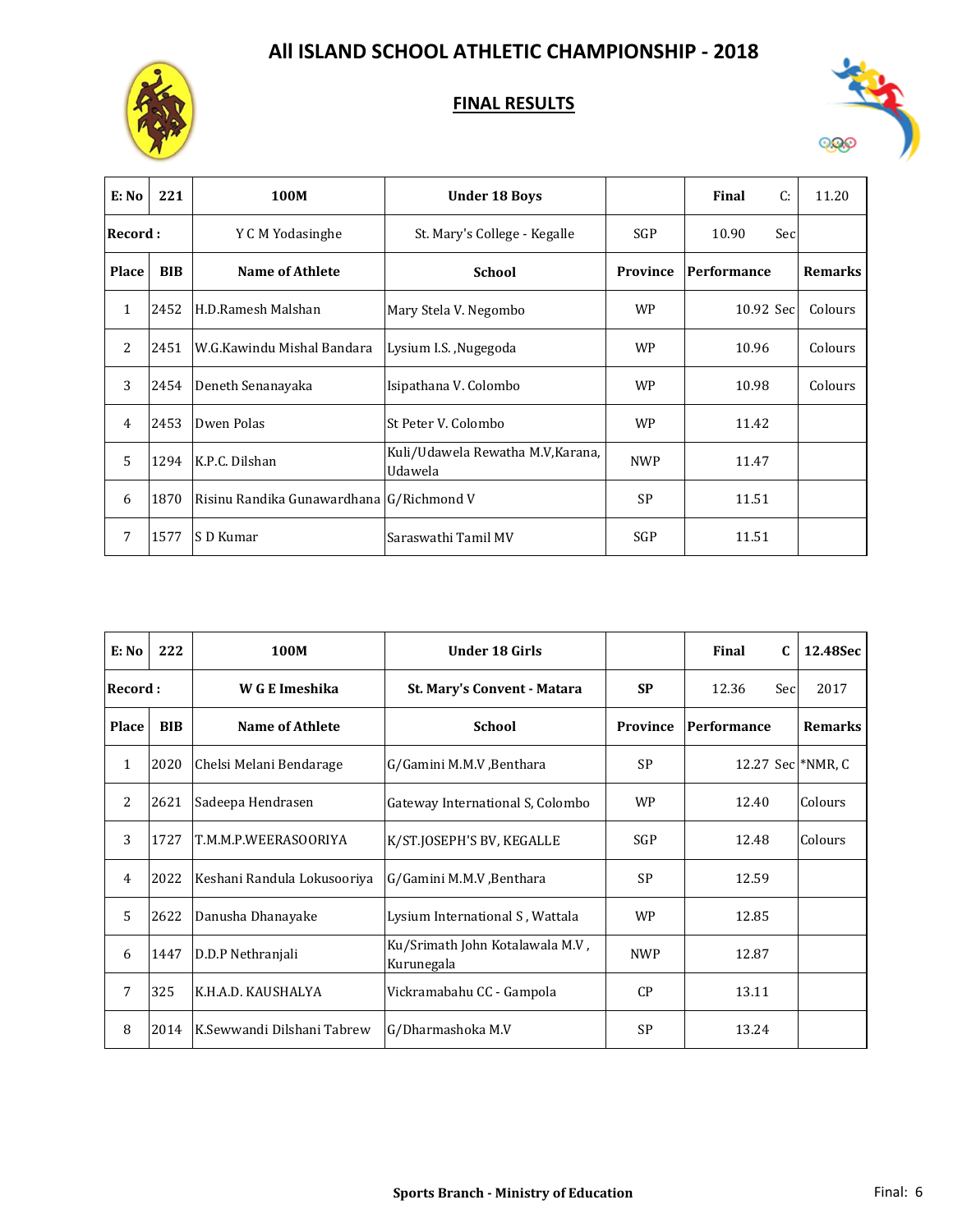# All ISLAND SCHOOL ATHLETIC CHAMPIONSHIP - 2018

## FINAL RESULTS

| E: No | 221 | 100M | Under 18 Boys | | Final C: | 11.20 |
|---|---|---|---|---|---|---|
| **Record :** | | Y C M Yodasinghe | St. Mary's College - Kegalle | SGP | 10.90 Sec | |
| **Place** | **BIB** | **Name of Athlete** | **School** | **Province** | **Performance** | **Remarks** |
| 1 | 2452 | H.D.Ramesh Malshan | Mary Stela V. Negombo | WP | 10.92 Sec | Colours |
| 2 | 2451 | W.G.Kawindu Mishal Bandara | Lysium I.S. ,Nugegoda | WP | 10.96 | Colours |
| 3 | 2454 | Deneth Senanayaka | Isipathana V. Colombo | WP | 10.98 | Colours |
| 4 | 2453 | Dwen Polas | St Peter V. Colombo | WP | 11.42 | |
| 5 | 1294 | K.P.C. Dilshan | Kuli/Udawela Rewatha M.V,Karana, Udawela | NWP | 11.47 | |
| 6 | 1870 | Risinu Randika Gunawardhana | G/Richmond V | SP | 11.51 | |
| 7 | 1577 | S D Kumar | Saraswathi Tamil MV | SGP | 11.51 | |

| E: No | 222 | 100M | Under 18 Girls | | Final C | 12.48Sec |
|---|---|---|---|---|---|---|
| **Record :** | | **W G E Imeshika** | **St. Mary's Convent - Matara** | **SP** | 12.36 Sec | 2017 |
| **Place** | **BIB** | **Name of Athlete** | **School** | **Province** | **Performance** | **Remarks** |
| 1 | 2020 | Chelsi Melani Bendarage | G/Gamini M.M.V ,Benthara | SP | 12.27 Sec | *NMR, C |
| 2 | 2621 | Sadeepa Hendrasen | Gateway International S, Colombo | WP | 12.40 | Colours |
| 3 | 1727 | T.M.M.P.WEERASOORIYA | K/ST.JOSEPH'S BV, KEGALLE | SGP | 12.48 | Colours |
| 4 | 2022 | Keshani Randula Lokusooriya | G/Gamini M.M.V ,Benthara | SP | 12.59 | |
| 5 | 2622 | Danusha Dhanayake | Lysium International S , Wattala | WP | 12.85 | |
| 6 | 1447 | D.D.P Nethranjali | Ku/Srimath John Kotalawala M.V , Kurunegala | NWP | 12.87 | |
| 7 | 325 | K.H.A.D. KAUSHALYA | Vickramabahu CC - Gampola | CP | 13.11 | |
| 8 | 2014 | K.Sewwandi Dilshani Tabrew | G/Dharmashoka M.V | SP | 13.24 | |

**Sports Branch - Ministry of Education**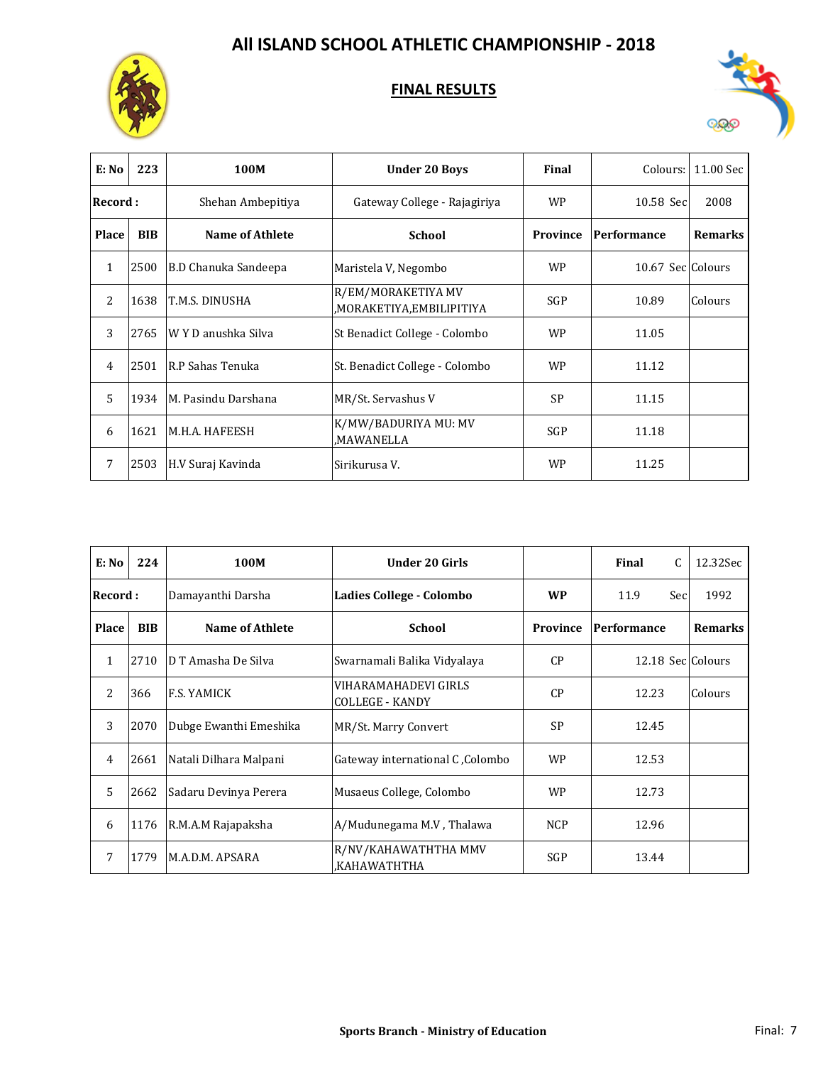# All ISLAND SCHOOL ATHLETIC CHAMPIONSHIP - 2018

## FINAL RESULTS

| E: No | 223 | 100M | Under 20 Boys | Final | Colours: | 11.00 Sec |
|---|---|---|---|---|---|---|
| **Record :** | | Shehan Ambepitiya | Gateway College - Rajagiriya | WP | 10.58 Sec | 2008 |
| **Place** | **BIB** | **Name of Athlete** | **School** | **Province** | **Performance** | **Remarks** |
| 1 | 2500 | B.D Chanuka Sandeepa | Maristela V, Negombo | WP | 10.67 Sec | Colours |
| 2 | 1638 | T.M.S. DINUSHA | R/EM/MORAKETIYA MV ,MORAKETIYA,EMBILIPITIYA | SGP | 10.89 | Colours |
| 3 | 2765 | W Y D anushka Silva | St Benadict College - Colombo | WP | 11.05 | |
| 4 | 2501 | R.P Sahas Tenuka | St. Benadict College - Colombo | WP | 11.12 | |
| 5 | 1934 | M. Pasindu Darshana | MR/St. Servashus V | SP | 11.15 | |
| 6 | 1621 | M.H.A. HAFEESH | K/MW/BADURIYA MU: MV ,MAWANELLA | SGP | 11.18 | |
| 7 | 2503 | H.V Suraj Kavinda | Sirikurusa V. | WP | 11.25 | |

| E: No | 224 | 100M | Under 20 Girls | | Final C | 12.32Sec |
|---|---|---|---|---|---|---|
| **Record :** | | Damayanthi Darsha | **Ladies College - Colombo** | **WP** | 11.9 Sec | 1992 |
| **Place** | **BIB** | **Name of Athlete** | **School** | **Province** | **Performance** | **Remarks** |
| 1 | 2710 | D T Amasha De Silva | Swarnamali Balika Vidyalaya | CP | 12.18 Sec | Colours |
| 2 | 366 | F.S. YAMICK | VIHARAMAHADEVI GIRLS COLLEGE - KANDY | CP | 12.23 | Colours |
| 3 | 2070 | Dubge Ewanthi Emeshika | MR/St. Marry Convert | SP | 12.45 | |
| 4 | 2661 | Natali Dilhara Malpani | Gateway international C ,Colombo | WP | 12.53 | |
| 5 | 2662 | Sadaru Devinya Perera | Musaeus College, Colombo | WP | 12.73 | |
| 6 | 1176 | R.M.A.M Rajapaksha | A/Mudunegama M.V , Thalawa | NCP | 12.96 | |
| 7 | 1779 | M.A.D.M. APSARA | R/NV/KAHAWATHTHA MMV ,KAHAWATHTHA | SGP | 13.44 | |

**Sports Branch - Ministry of Education**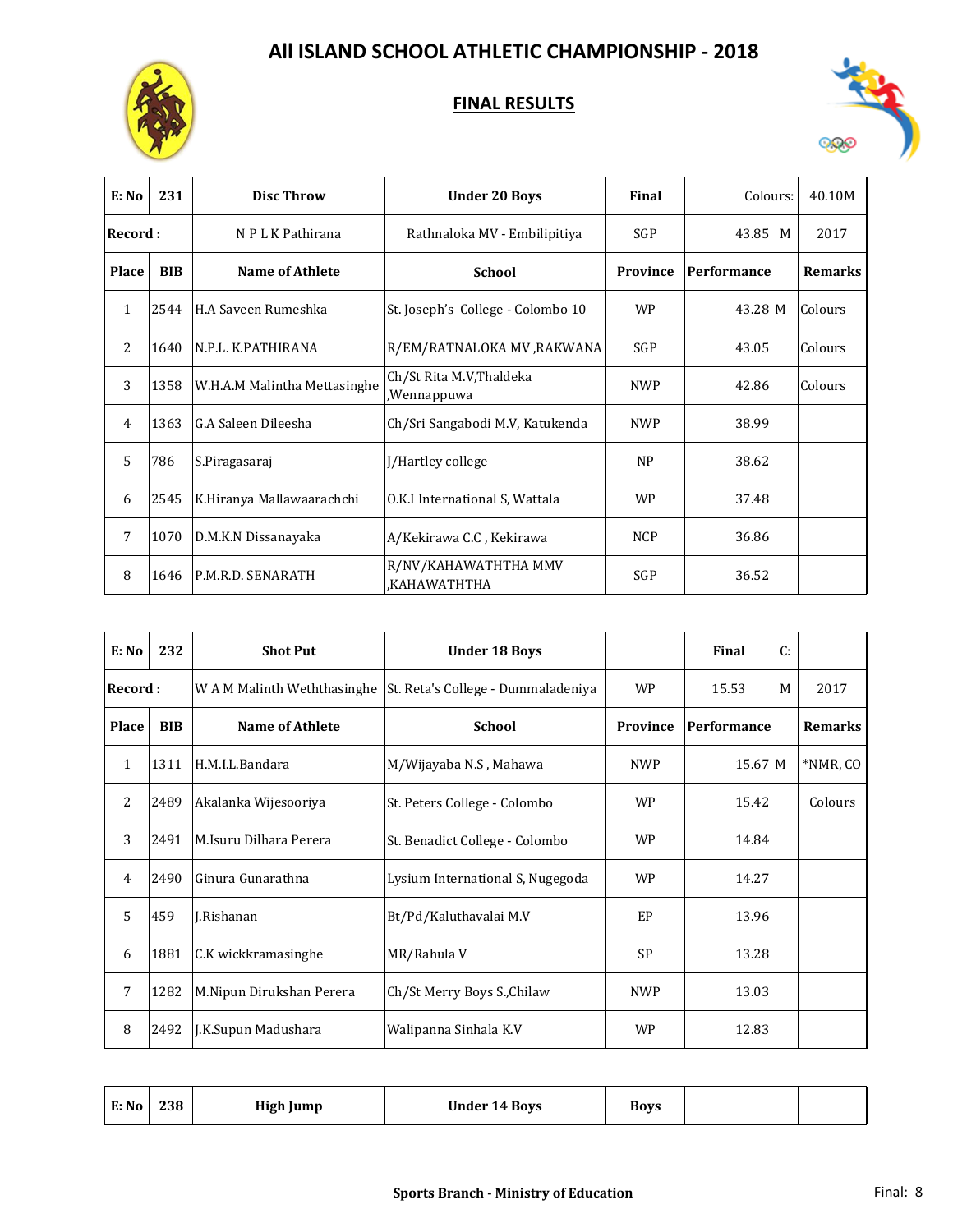# All ISLAND SCHOOL ATHLETIC CHAMPIONSHIP - 2018

## FINAL RESULTS

| E: No | 231 | Disc Throw | Under 20 Boys | Final | Colours: | 40.10M |
|---|---|---|---|---|---|---|
| Record : | | N P L K Pathirana | Rathnaloka MV - Embilipitiya | SGP | 43.85 M | 2017 |
| Place | BIB | Name of Athlete | School | Province | Performance | Remarks |
| 1 | 2544 | H.A Saveen Rumeshka | St. Joseph's College - Colombo 10 | WP | 43.28 M | Colours |
| 2 | 1640 | N.P.L. K.PATHIRANA | R/EM/RATNALOKA MV ,RAKWANA | SGP | 43.05 | Colours |
| 3 | 1358 | W.H.A.M Malintha Mettasinghe | Ch/St Rita M.V,Thaldeka ,Wennappuwa | NWP | 42.86 | Colours |
| 4 | 1363 | G.A Saleen Dileesha | Ch/Sri Sangabodi M.V, Katukenda | NWP | 38.99 | |
| 5 | 786 | S.Piragasaraj | J/Hartley college | NP | 38.62 | |
| 6 | 2545 | K.Hiranya Mallawaarachchi | O.K.I International S, Wattala | WP | 37.48 | |
| 7 | 1070 | D.M.K.N Dissanayaka | A/Kekirawa C.C , Kekirawa | NCP | 36.86 | |
| 8 | 1646 | P.M.R.D. SENARATH | R/NV/KAHAWATHTHA MMV ,KAHAWATHTHA | SGP | 36.52 | |

| E: No | 232 | Shot Put | Under 18 Boys | | Final C: | |
|---|---|---|---|---|---|---|
| Record : | | W A M Malinth Weththasinghe | St. Reta's College - Dummaladeniya | WP | 15.53 M | 2017 |
| Place | BIB | Name of Athlete | School | Province | Performance | Remarks |
| 1 | 1311 | H.M.I.L.Bandara | M/Wijayaba N.S , Mahawa | NWP | 15.67 M | *NMR, CO |
| 2 | 2489 | Akalanka Wijesooriya | St. Peters College - Colombo | WP | 15.42 | Colours |
| 3 | 2491 | M.Isuru Dilhara Perera | St. Benadict College - Colombo | WP | 14.84 | |
| 4 | 2490 | Ginura Gunarathna | Lysium International S, Nugegoda | WP | 14.27 | |
| 5 | 459 | J.Rishanan | Bt/Pd/Kaluthavalai M.V | EP | 13.96 | |
| 6 | 1881 | C.K wickkramasinghe | MR/Rahula V | SP | 13.28 | |
| 7 | 1282 | M.Nipun Dirukshan Perera | Ch/St Merry Boys S.,Chilaw | NWP | 13.03 | |
| 8 | 2492 | J.K.Supun Madushara | Walipanna Sinhala K.V | WP | 12.83 | |

| E: No | 238 | High Jump | Under 14 Boys | Boys | | |
|---|---|---|---|---|---|---|

Sports Branch - Ministry of Education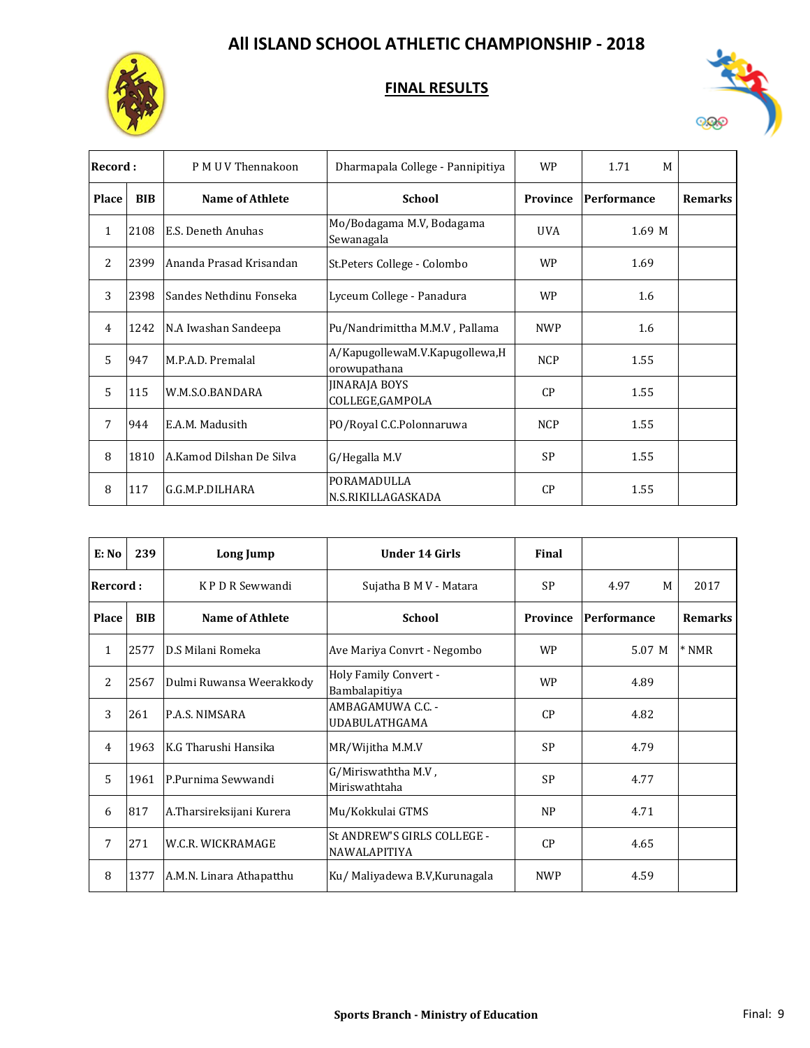# All ISLAND SCHOOL ATHLETIC CHAMPIONSHIP - 2018

## FINAL RESULTS

| Record : | | P M U V Thennakoon | Dharmapala College - Pannipitiya | WP | 1.71 M | |
|---|---|---|---|---|---|---|
| **Place** | **BIB** | **Name of Athlete** | **School** | **Province** | **Performance** | **Remarks** |
| 1 | 2108 | E.S. Deneth Anuhas | Mo/Bodagama M.V, Bodagama Sewanagala | UVA | 1.69 M | |
| 2 | 2399 | Ananda Prasad Krisandan | St.Peters College - Colombo | WP | 1.69 | |
| 3 | 2398 | Sandes Nethdinu Fonseka | Lyceum College - Panadura | WP | 1.6 | |
| 4 | 1242 | N.A Iwashan Sandeepa | Pu/Nandrimittha M.M.V , Pallama | NWP | 1.6 | |
| 5 | 947 | M.P.A.D. Premalal | A/KapugollewaM.V.Kapugollewa,Horowupathana | NCP | 1.55 | |
| 5 | 115 | W.M.S.O.BANDARA | JINARAJA BOYS COLLEGE,GAMPOLA | CP | 1.55 | |
| 7 | 944 | E.A.M. Madusith | PO/Royal C.C.Polonnaruwa | NCP | 1.55 | |
| 8 | 1810 | A.Kamod Dilshan De Silva | G/Hegalla M.V | SP | 1.55 | |
| 8 | 117 | G.G.M.P.DILHARA | PORAMADULLA N.S.RIKILLAGASKADA | CP | 1.55 | |

| E: No | 239 | Long Jump | Under 14 Girls | Final | | |
|---|---|---|---|---|---|---|
| **Rercord :** | | K P D R Sewwandi | Sujatha B M V - Matara | SP | 4.97 M | 2017 |
| **Place** | **BIB** | **Name of Athlete** | **School** | **Province** | **Performance** | **Remarks** |
| 1 | 2577 | D.S Milani Romeka | Ave Mariya Convrt - Negombo | WP | 5.07 M | * NMR |
| 2 | 2567 | Dulmi Ruwansa Weerakkody | Holy Family Convert - Bambalapitiya | WP | 4.89 | |
| 3 | 261 | P.A.S. NIMSARA | AMBAGAMUWA C.C. - UDABULATHGAMA | CP | 4.82 | |
| 4 | 1963 | K.G Tharushi Hansika | MR/Wijitha M.M.V | SP | 4.79 | |
| 5 | 1961 | P.Purnima Sewwandi | G/Miriswaththa M.V , Miriswathtaha | SP | 4.77 | |
| 6 | 817 | A.Tharsireksijani Kurera | Mu/Kokkulai GTMS | NP | 4.71 | |
| 7 | 271 | W.C.R. WICKRAMAGE | St ANDREW'S GIRLS COLLEGE - NAWALAPITIYA | CP | 4.65 | |
| 8 | 1377 | A.M.N. Linara Athapatthu | Ku/ Maliyadewa B.V,Kurunagala | NWP | 4.59 | |

**Sports Branch - Ministry of Education**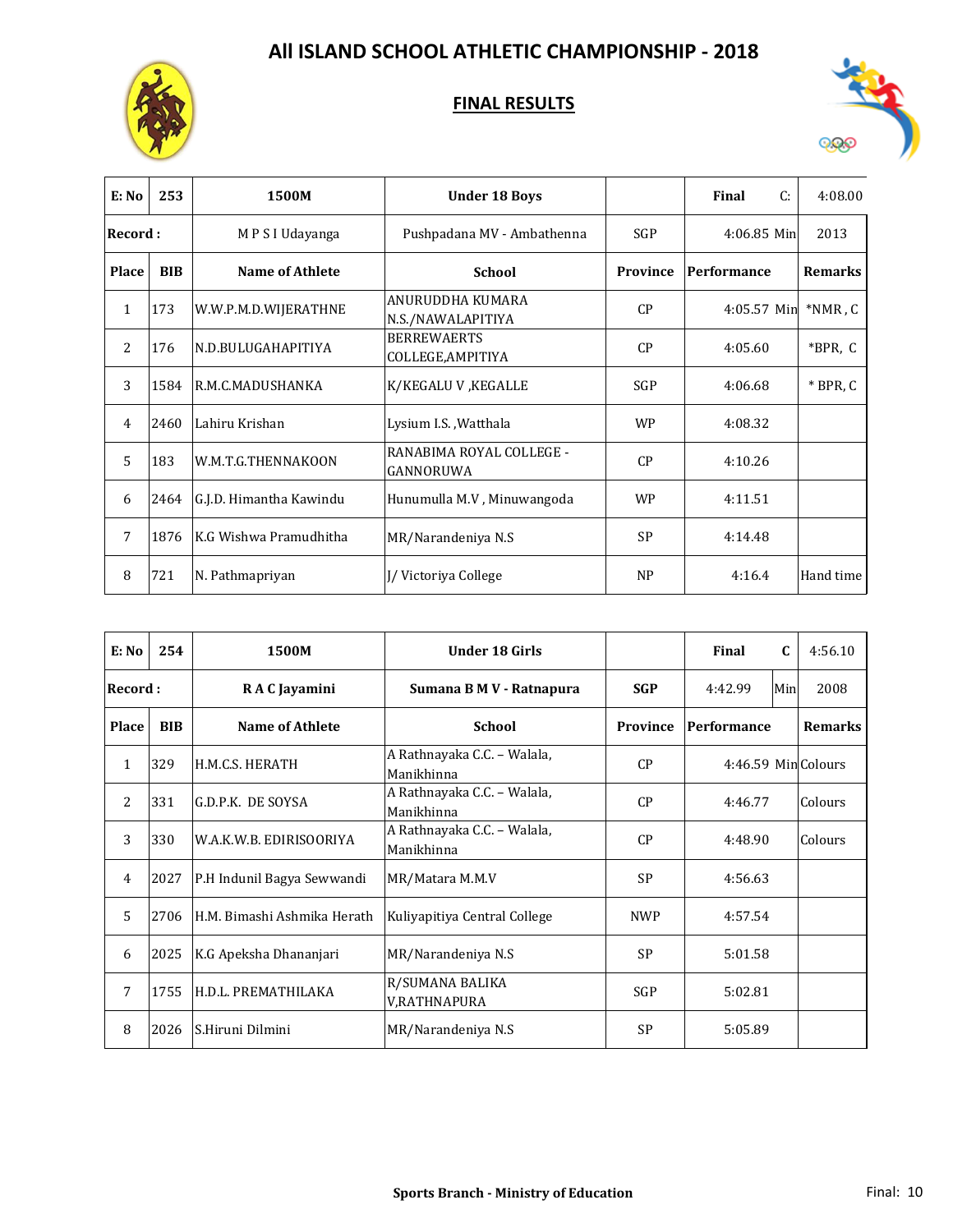# All ISLAND SCHOOL ATHLETIC CHAMPIONSHIP - 2018

## FINAL RESULTS

| E: No | 253 | 1500M | Under 18 Boys | | Final C: | 4:08.00 |
|---|---|---|---|---|---|---|
| **Record :** | | M P S I Udayanga | Pushpadana MV - Ambathenna | SGP | 4:06.85 Min | 2013 |
| **Place** | **BIB** | **Name of Athlete** | **School** | **Province** | **Performance** | **Remarks** |
| 1 | 173 | W.W.P.M.D.WIJERATHNE | ANURUDDHA KUMARA N.S./NAWALAPITIYA | CP | 4:05.57 Min | *NMR , C |
| 2 | 176 | N.D.BULUGAHAPITIYA | BERREWAERTS COLLEGE,AMPITIYA | CP | 4:05.60 | *BPR, C |
| 3 | 1584 | R.M.C.MADUSHANKA | K/KEGALU V ,KEGALLE | SGP | 4:06.68 | * BPR, C |
| 4 | 2460 | Lahiru Krishan | Lysium I.S. ,Watthala | WP | 4:08.32 | |
| 5 | 183 | W.M.T.G.THENNAKOON | RANABIMA ROYAL COLLEGE - GANNORUWA | CP | 4:10.26 | |
| 6 | 2464 | G.J.D. Himantha Kawindu | Hunumulla M.V , Minuwangoda | WP | 4:11.51 | |
| 7 | 1876 | K.G Wishwa Pramudhitha | MR/Narandeniya N.S | SP | 4:14.48 | |
| 8 | 721 | N. Pathmapriyan | J/ Victoriya College | NP | 4:16.4 | Hand time |

| E: No | 254 | 1500M | Under 18 Girls | | Final C | 4:56.10 |
|---|---|---|---|---|---|---|
| **Record :** | | **R A C Jayamini** | **Sumana B M V - Ratnapura** | **SGP** | 4:42.99 Min | 2008 |
| **Place** | **BIB** | **Name of Athlete** | **School** | **Province** | **Performance** | **Remarks** |
| 1 | 329 | H.M.C.S. HERATH | A Rathnayaka C.C. – Walala, Manikhinna | CP | 4:46.59 Min | Colours |
| 2 | 331 | G.D.P.K. DE SOYSA | A Rathnayaka C.C. – Walala, Manikhinna | CP | 4:46.77 | Colours |
| 3 | 330 | W.A.K.W.B. EDIRISOORIYA | A Rathnayaka C.C. – Walala, Manikhinna | CP | 4:48.90 | Colours |
| 4 | 2027 | P.H Indunil Bagya Sewwandi | MR/Matara M.M.V | SP | 4:56.63 | |
| 5 | 2706 | H.M. Bimashi Ashmika Herath | Kuliyapitiya Central College | NWP | 4:57.54 | |
| 6 | 2025 | K.G Apeksha Dhananjari | MR/Narandeniya N.S | SP | 5:01.58 | |
| 7 | 1755 | H.D.L. PREMATHILAKA | R/SUMANA BALIKA V,RATHNAPURA | SGP | 5:02.81 | |
| 8 | 2026 | S.Hiruni Dilmini | MR/Narandeniya N.S | SP | 5:05.89 | |

**Sports Branch - Ministry of Education**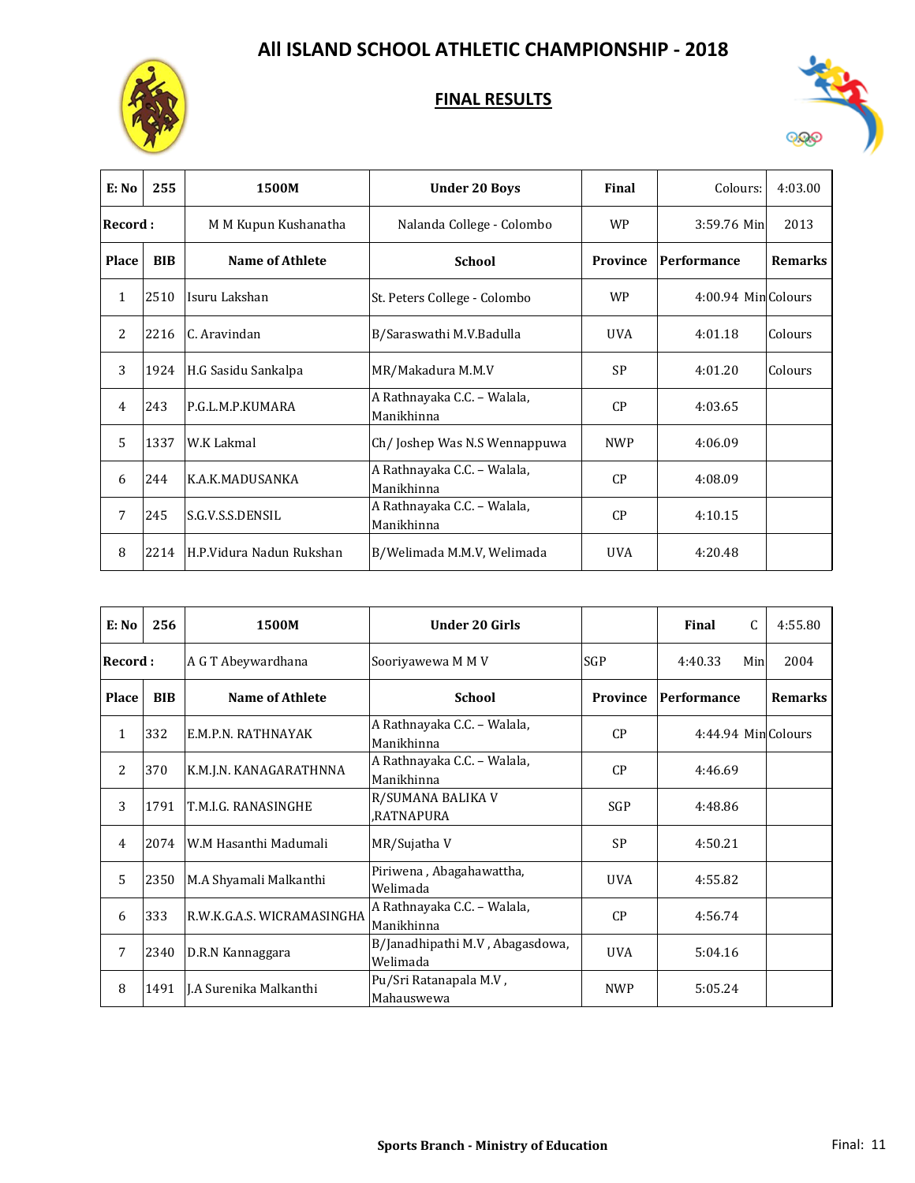# All ISLAND SCHOOL ATHLETIC CHAMPIONSHIP - 2018

## FINAL RESULTS

| E: No | 255 | 1500M | Under 20 Boys | Final | Colours: | 4:03.00 |
|---|---|---|---|---|---|---|
| Record : | | M M Kupun Kushanatha | Nalanda College - Colombo | WP | 3:59.76 Min | 2013 |
| Place | BIB | Name of Athlete | School | Province | Performance | Remarks |
| 1 | 2510 | Isuru Lakshan | St. Peters College - Colombo | WP | 4:00.94 Min | Colours |
| 2 | 2216 | C. Aravindan | B/Saraswathi M.V.Badulla | UVA | 4:01.18 | Colours |
| 3 | 1924 | H.G Sasidu Sankalpa | MR/Makadura M.M.V | SP | 4:01.20 | Colours |
| 4 | 243 | P.G.L.M.P.KUMARA | A Rathnayaka C.C. – Walala, Manikhinna | CP | 4:03.65 | |
| 5 | 1337 | W.K Lakmal | Ch/ Joshep Was N.S Wennappuwa | NWP | 4:06.09 | |
| 6 | 244 | K.A.K.MADUSANKA | A Rathnayaka C.C. – Walala, Manikhinna | CP | 4:08.09 | |
| 7 | 245 | S.G.V.S.S.DENSIL | A Rathnayaka C.C. – Walala, Manikhinna | CP | 4:10.15 | |
| 8 | 2214 | H.P.Vidura Nadun Rukshan | B/Welimada M.M.V, Welimada | UVA | 4:20.48 | |

| E: No | 256 | 1500M | Under 20 Girls | | Final C | 4:55.80 |
|---|---|---|---|---|---|---|
| Record : | | A G T Abeywardhana | Sooriyawewa M M V | SGP | 4:40.33 Min | 2004 |
| Place | BIB | Name of Athlete | School | Province | Performance | Remarks |
| 1 | 332 | E.M.P.N. RATHNAYAK | A Rathnayaka C.C. – Walala, Manikhinna | CP | 4:44.94 Min | Colours |
| 2 | 370 | K.M.J.N. KANAGARATHNNA | A Rathnayaka C.C. – Walala, Manikhinna | CP | 4:46.69 | |
| 3 | 1791 | T.M.I.G. RANASINGHE | R/SUMANA BALIKA V ,RATNAPURA | SGP | 4:48.86 | |
| 4 | 2074 | W.M Hasanthi Madumali | MR/Sujatha V | SP | 4:50.21 | |
| 5 | 2350 | M.A Shyamali Malkanthi | Piriwena , Abagahawattha, Welimada | UVA | 4:55.82 | |
| 6 | 333 | R.W.K.G.A.S. WICRAMASINGHA | A Rathnayaka C.C. – Walala, Manikhinna | CP | 4:56.74 | |
| 7 | 2340 | D.R.N Kannaggara | B/Janadhipathi M.V , Abagasdowa, Welimada | UVA | 5:04.16 | |
| 8 | 1491 | J.A Surenika Malkanthi | Pu/Sri Ratanapala M.V , Mahauswewa | NWP | 5:05.24 | |

**Sports Branch - Ministry of Education**